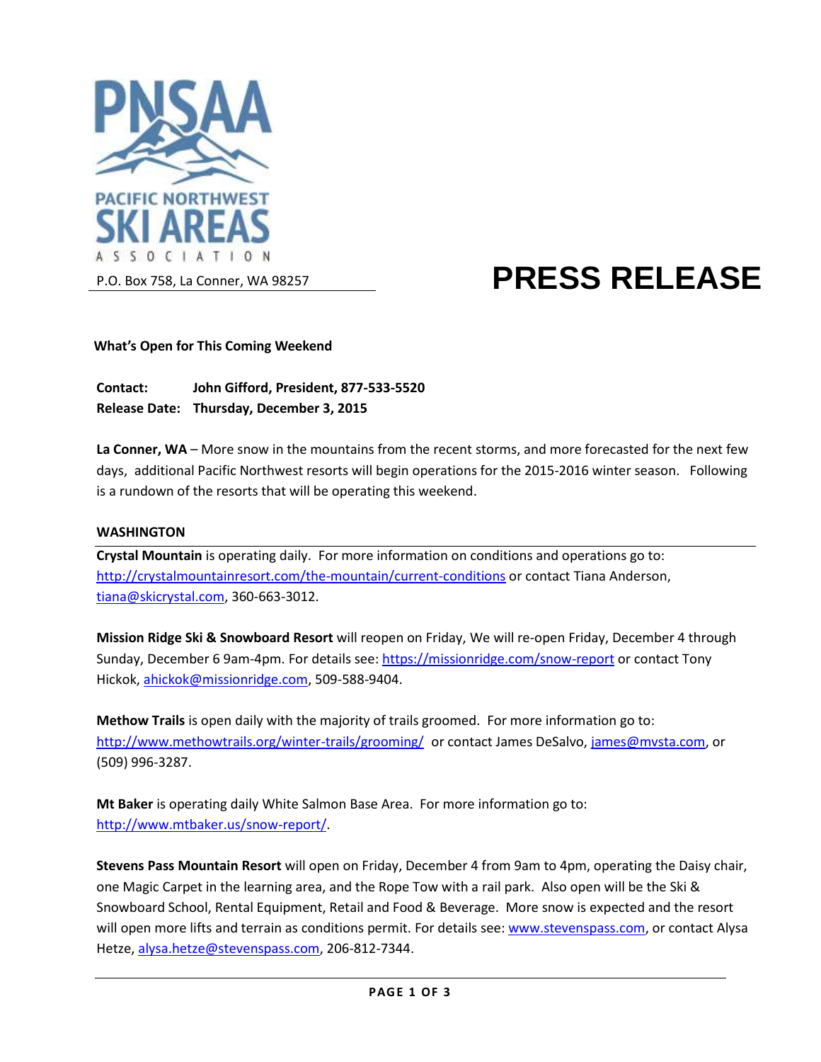PACIFIC NORTHWEST SKI AREAS ASSOCIATION

P.O. Box 758, La Conner, WA 98257

# PRESS RELEASE

**What's Open for This Coming Weekend**

**Contact:** **John Gifford, President, 877-533-5520**
**Release Date:** **Thursday, December 3, 2015**

**La Conner, WA** – More snow in the mountains from the recent storms, and more forecasted for the next few days, additional Pacific Northwest resorts will begin operations for the 2015-2016 winter season. Following is a rundown of the resorts that will be operating this weekend.

## WASHINGTON

**Crystal Mountain** is operating daily. For more information on conditions and operations go to: http://crystalmountainresort.com/the-mountain/current-conditions or contact Tiana Anderson, tiana@skicrystal.com, 360-663-3012.

**Mission Ridge Ski & Snowboard Resort** will reopen on Friday, We will re-open Friday, December 4 through Sunday, December 6 9am-4pm. For details see: https://missionridge.com/snow-report or contact Tony Hickok, ahickok@missionridge.com, 509-588-9404.

**Methow Trails** is open daily with the majority of trails groomed. For more information go to: http://www.methowtrails.org/winter-trails/grooming/ or contact James DeSalvo, james@mvsta.com, or (509) 996-3287.

**Mt Baker** is operating daily White Salmon Base Area. For more information go to: http://www.mtbaker.us/snow-report/.

**Stevens Pass Mountain Resort** will open on Friday, December 4 from 9am to 4pm, operating the Daisy chair, one Magic Carpet in the learning area, and the Rope Tow with a rail park. Also open will be the Ski & Snowboard School, Rental Equipment, Retail and Food & Beverage. More snow is expected and the resort will open more lifts and terrain as conditions permit. For details see: www.stevenspass.com, or contact Alysa Hetze, alysa.hetze@stevenspass.com, 206-812-7344.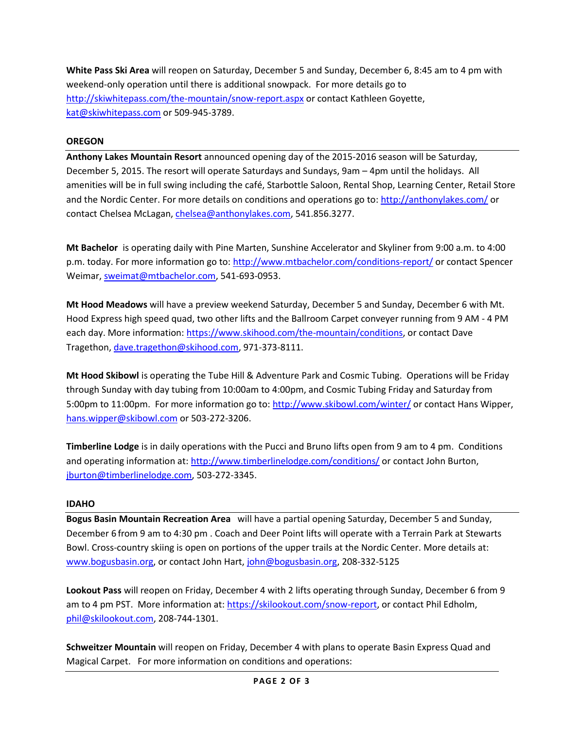**White Pass Ski Area** will reopen on Saturday, December 5 and Sunday, December 6, 8:45 am to 4 pm with weekend-only operation until there is additional snowpack. For more details go to http://skiwhitepass.com/the-mountain/snow-report.aspx or contact Kathleen Goyette, kat@skiwhitepass.com or 509-945-3789.

## OREGON

**Anthony Lakes Mountain Resort** announced opening day of the 2015-2016 season will be Saturday, December 5, 2015. The resort will operate Saturdays and Sundays, 9am – 4pm until the holidays. All amenities will be in full swing including the café, Starbottle Saloon, Rental Shop, Learning Center, Retail Store and the Nordic Center. For more details on conditions and operations go to: http://anthonylakes.com/ or contact Chelsea McLagan, chelsea@anthonylakes.com, 541.856.3277.

**Mt Bachelor** is operating daily with Pine Marten, Sunshine Accelerator and Skyliner from 9:00 a.m. to 4:00 p.m. today. For more information go to: http://www.mtbachelor.com/conditions-report/ or contact Spencer Weimar, sweimat@mtbachelor.com, 541-693-0953.

**Mt Hood Meadows** will have a preview weekend Saturday, December 5 and Sunday, December 6 with Mt. Hood Express high speed quad, two other lifts and the Ballroom Carpet conveyer running from 9 AM - 4 PM each day. More information: https://www.skihood.com/the-mountain/conditions, or contact Dave Tragethon, dave.tragethon@skihood.com, 971-373-8111.

**Mt Hood Skibowl** is operating the Tube Hill & Adventure Park and Cosmic Tubing. Operations will be Friday through Sunday with day tubing from 10:00am to 4:00pm, and Cosmic Tubing Friday and Saturday from 5:00pm to 11:00pm. For more information go to: http://www.skibowl.com/winter/ or contact Hans Wipper, hans.wipper@skibowl.com or 503-272-3206.

**Timberline Lodge** is in daily operations with the Pucci and Bruno lifts open from 9 am to 4 pm. Conditions and operating information at: http://www.timberlinelodge.com/conditions/ or contact John Burton, jburton@timberlinelodge.com, 503-272-3345.

## IDAHO

**Bogus Basin Mountain Recreation Area** will have a partial opening Saturday, December 5 and Sunday, December 6 from 9 am to 4:30 pm . Coach and Deer Point lifts will operate with a Terrain Park at Stewarts Bowl. Cross-country skiing is open on portions of the upper trails at the Nordic Center. More details at: www.bogusbasin.org, or contact John Hart, john@bogusbasin.org, 208-332-5125

**Lookout Pass** will reopen on Friday, December 4 with 2 lifts operating through Sunday, December 6 from 9 am to 4 pm PST. More information at: https://skilookout.com/snow-report, or contact Phil Edholm, phil@skilookout.com, 208-744-1301.

**Schweitzer Mountain** will reopen on Friday, December 4 with plans to operate Basin Express Quad and Magical Carpet. For more information on conditions and operations: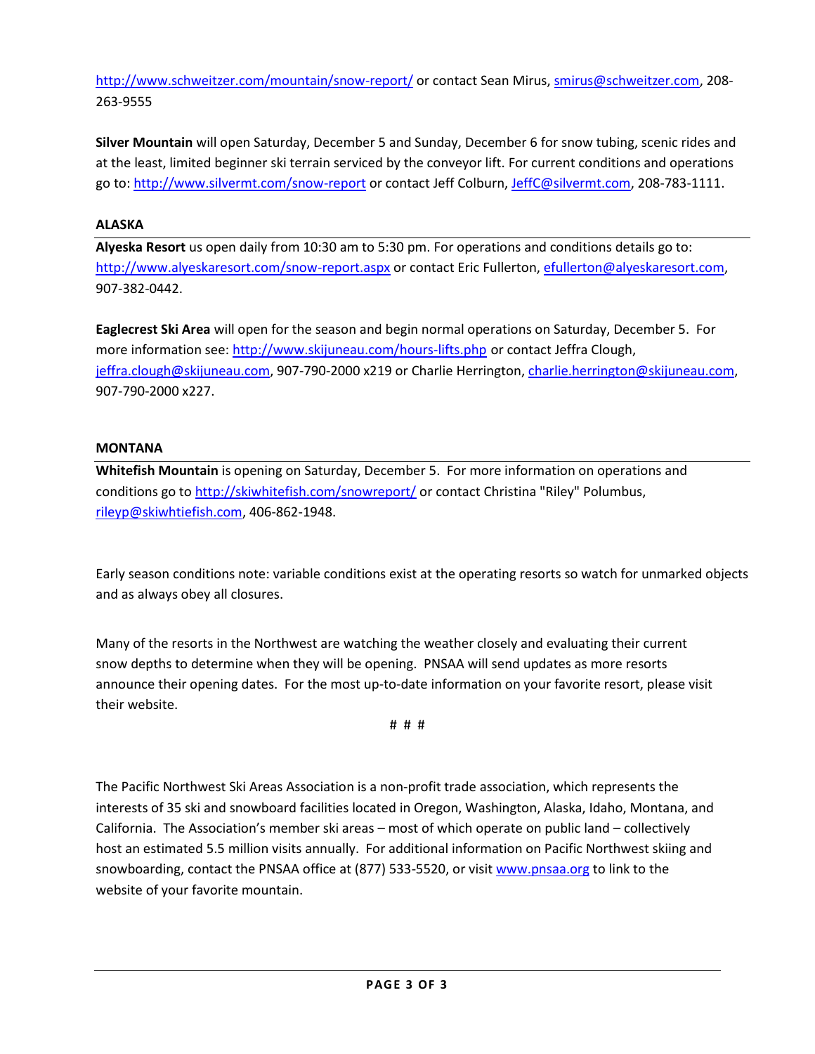http://www.schweitzer.com/mountain/snow-report/ or contact Sean Mirus, smirus@schweitzer.com, 208-263-9555

**Silver Mountain** will open Saturday, December 5 and Sunday, December 6 for snow tubing, scenic rides and at the least, limited beginner ski terrain serviced by the conveyor lift. For current conditions and operations go to: http://www.silvermt.com/snow-report or contact Jeff Colburn, JeffC@silvermt.com, 208-783-1111.

**ALASKA**

**Alyeska Resort** us open daily from 10:30 am to 5:30 pm. For operations and conditions details go to: http://www.alyeskaresort.com/snow-report.aspx or contact Eric Fullerton, efullerton@alyeskaresort.com, 907-382-0442.

**Eaglecrest Ski Area** will open for the season and begin normal operations on Saturday, December 5. For more information see: http://www.skijuneau.com/hours-lifts.php or contact Jeffra Clough, jeffra.clough@skijuneau.com, 907-790-2000 x219 or Charlie Herrington, charlie.herrington@skijuneau.com, 907-790-2000 x227.

**MONTANA**

**Whitefish Mountain** is opening on Saturday, December 5. For more information on operations and conditions go to http://skiwhitefish.com/snowreport/ or contact Christina "Riley" Polumbus, rileyp@skiwhtiefish.com, 406-862-1948.

Early season conditions note: variable conditions exist at the operating resorts so watch for unmarked objects and as always obey all closures.

Many of the resorts in the Northwest are watching the weather closely and evaluating their current snow depths to determine when they will be opening. PNSAA will send updates as more resorts announce their opening dates. For the most up-to-date information on your favorite resort, please visit their website.

# # #

The Pacific Northwest Ski Areas Association is a non-profit trade association, which represents the interests of 35 ski and snowboard facilities located in Oregon, Washington, Alaska, Idaho, Montana, and California. The Association's member ski areas – most of which operate on public land – collectively host an estimated 5.5 million visits annually. For additional information on Pacific Northwest skiing and snowboarding, contact the PNSAA office at (877) 533-5520, or visit www.pnsaa.org to link to the website of your favorite mountain.